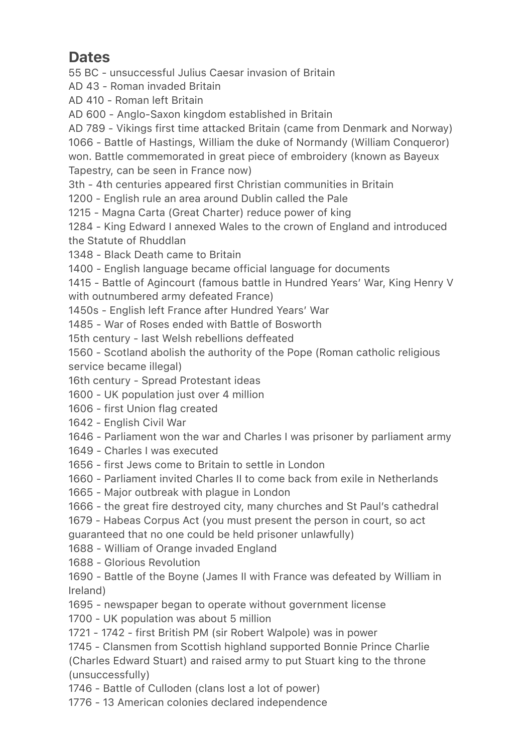## Dates

55 BC - unsuccessful Julius Caesar invasion of Britain
AD 43 - Roman invaded Britain
AD 410 - Roman left Britain
AD 600 - Anglo-Saxon kingdom established in Britain
AD 789 - Vikings first time attacked Britain (came from Denmark and Norway)
1066 - Battle of Hastings, William the duke of Normandy (William Conqueror) won. Battle commemorated in great piece of embroidery (known as Bayeux Tapestry, can be seen in France now)
3th - 4th centuries appeared first Christian communities in Britain
1200 - English rule an area around Dublin called the Pale
1215 - Magna Carta (Great Charter) reduce power of king
1284 - King Edward I annexed Wales to the crown of England and introduced the Statute of Rhuddlan
1348 - Black Death came to Britain
1400 - English language became official language for documents
1415 - Battle of Agincourt (famous battle in Hundred Years' War, King Henry V with outnumbered army defeated France)
1450s - English left France after Hundred Years' War
1485 - War of Roses ended with Battle of Bosworth
15th century - last Welsh rebellions deffeated
1560 - Scotland abolish the authority of the Pope (Roman catholic religious service became illegal)
16th century - Spread Protestant ideas
1600 - UK population just over 4 million
1606 - first Union flag created
1642 - English Civil War
1646 - Parliament won the war and Charles I was prisoner by parliament army
1649 - Charles I was executed
1656 - first Jews come to Britain to settle in London
1660 - Parliament invited Charles II to come back from exile in Netherlands
1665 - Major outbreak with plague in London
1666 - the great fire destroyed city, many churches and St Paul's cathedral
1679 - Habeas Corpus Act (you must present the person in court, so act guaranteed that no one could be held prisoner unlawfully)
1688 - William of Orange invaded England
1688 - Glorious Revolution
1690 - Battle of the Boyne (James II with France was defeated by William in Ireland)
1695 - newspaper began to operate without government license
1700 - UK population was about 5 million
1721 - 1742 - first British PM (sir Robert Walpole) was in power
1745 - Clansmen from Scottish highland supported Bonnie Prince Charlie (Charles Edward Stuart) and raised army to put Stuart king to the throne (unsuccessfully)
1746 - Battle of Culloden (clans lost a lot of power)
1776 - 13 American colonies declared independence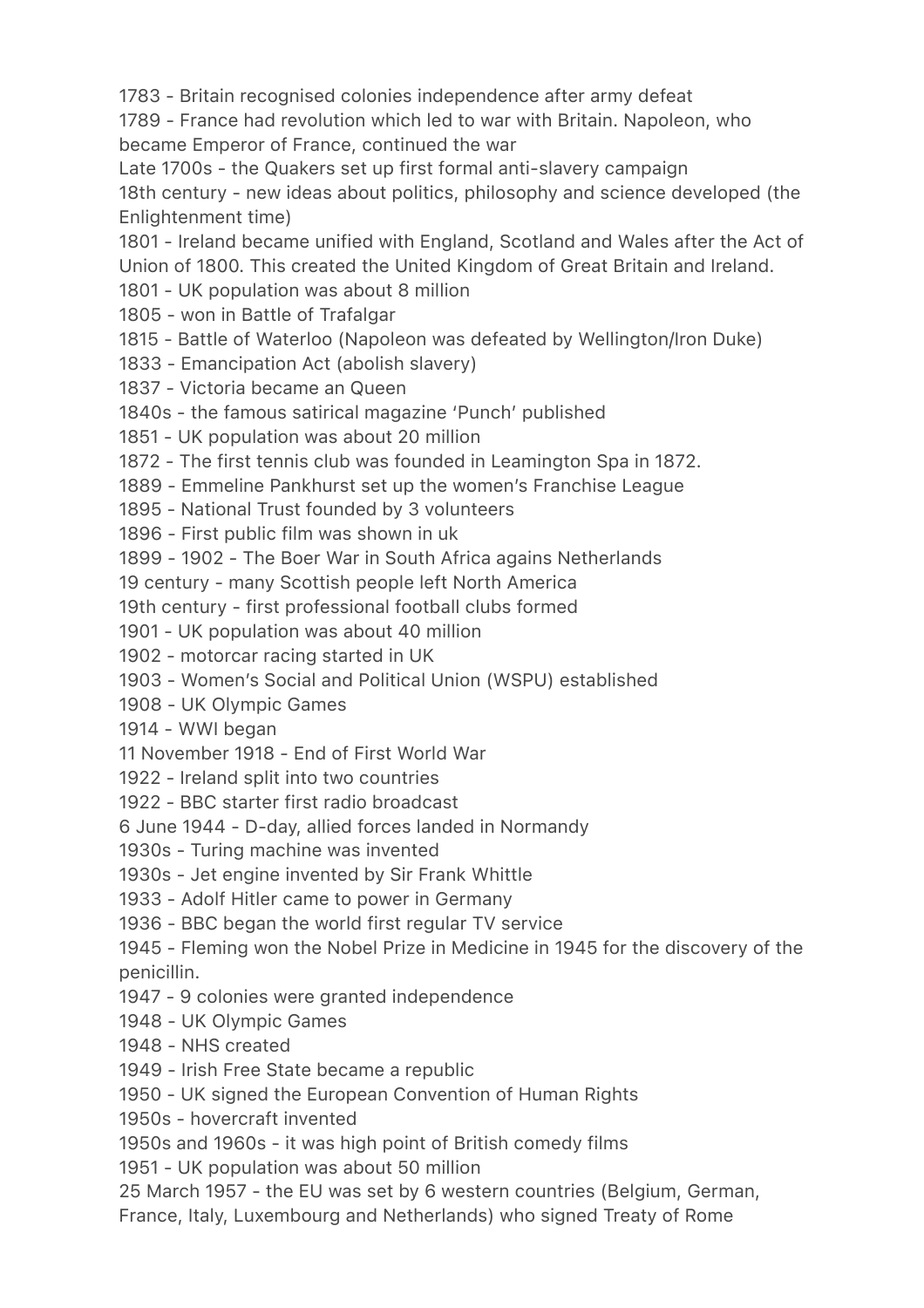1783 - Britain recognised colonies independence after army defeat
1789 - France had revolution which led to war with Britain. Napoleon, who became Emperor of France, continued the war
Late 1700s - the Quakers set up first formal anti-slavery campaign
18th century - new ideas about politics, philosophy and science developed (the Enlightenment time)
1801 - Ireland became unified with England, Scotland and Wales after the Act of Union of 1800. This created the United Kingdom of Great Britain and Ireland.
1801 - UK population was about 8 million
1805 - won in Battle of Trafalgar
1815 - Battle of Waterloo (Napoleon was defeated by Wellington/Iron Duke)
1833 - Emancipation Act (abolish slavery)
1837 - Victoria became an Queen
1840s - the famous satirical magazine 'Punch' published
1851 - UK population was about 20 million
1872 - The first tennis club was founded in Leamington Spa in 1872.
1889 - Emmeline Pankhurst set up the women's Franchise League
1895 - National Trust founded by 3 volunteers
1896 - First public film was shown in uk
1899 - 1902 - The Boer War in South Africa agains Netherlands
19 century - many Scottish people left North America
19th century - first professional football clubs formed
1901 - UK population was about 40 million
1902 - motorcar racing started in UK
1903 - Women's Social and Political Union (WSPU) established
1908 - UK Olympic Games
1914 - WWI began
11 November 1918 - End of First World War
1922 - Ireland split into two countries
1922 - BBC starter first radio broadcast
6 June 1944 - D-day, allied forces landed in Normandy
1930s - Turing machine was invented
1930s - Jet engine invented by Sir Frank Whittle
1933 - Adolf Hitler came to power in Germany
1936 - BBC began the world first regular TV service
1945 - Fleming won the Nobel Prize in Medicine in 1945 for the discovery of the penicillin.
1947 - 9 colonies were granted independence
1948 - UK Olympic Games
1948 - NHS created
1949 - Irish Free State became a republic
1950 - UK signed the European Convention of Human Rights
1950s - hovercraft invented
1950s and 1960s - it was high point of British comedy films
1951 - UK population was about 50 million
25 March 1957 - the EU was set by 6 western countries (Belgium, German, France, Italy, Luxembourg and Netherlands) who signed Treaty of Rome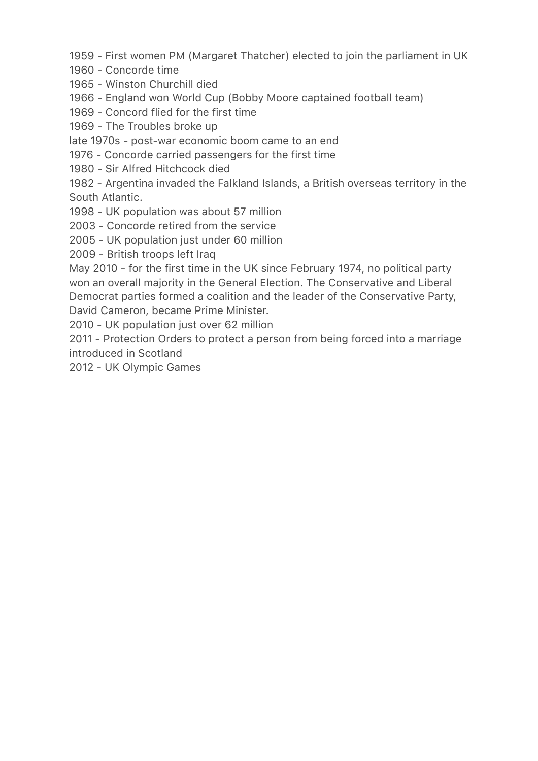1959 - First women PM (Margaret Thatcher) elected to join the parliament in UK
1960 - Concorde time
1965 - Winston Churchill died
1966 - England won World Cup (Bobby Moore captained football team)
1969 - Concord flied for the first time
1969 - The Troubles broke up
late 1970s - post-war economic boom came to an end
1976 - Concorde carried passengers for the first time
1980 - Sir Alfred Hitchcock died
1982 - Argentina invaded the Falkland Islands, a British overseas territory in the South Atlantic.
1998 - UK population was about 57 million
2003 - Concorde retired from the service
2005 - UK population just under 60 million
2009 - British troops left Iraq
May 2010 - for the first time in the UK since February 1974, no political party won an overall majority in the General Election. The Conservative and Liberal Democrat parties formed a coalition and the leader of the Conservative Party, David Cameron, became Prime Minister.
2010 - UK population just over 62 million
2011 - Protection Orders to protect a person from being forced into a marriage introduced in Scotland
2012 - UK Olympic Games